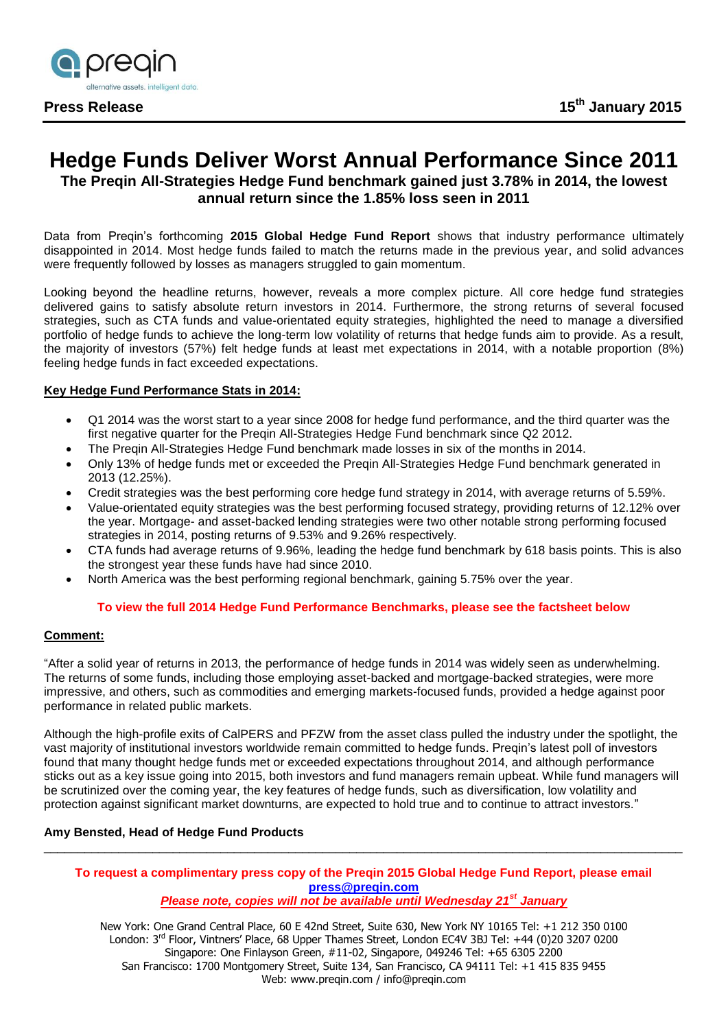**Press Release**

**15th January 2015**

# Hedge Funds Deliver Worst Annual Performance Since 2011

### The Preqin All-Strategies Hedge Fund benchmark gained just 3.78% in 2014, the lowest annual return since the 1.85% loss seen in 2011

Data from Preqin's forthcoming **2015 Global Hedge Fund Report** shows that industry performance ultimately disappointed in 2014. Most hedge funds failed to match the returns made in the previous year, and solid advances were frequently followed by losses as managers struggled to gain momentum.

Looking beyond the headline returns, however, reveals a more complex picture. All core hedge fund strategies delivered gains to satisfy absolute return investors in 2014. Furthermore, the strong returns of several focused strategies, such as CTA funds and value-orientated equity strategies, highlighted the need to manage a diversified portfolio of hedge funds to achieve the long-term low volatility of returns that hedge funds aim to provide. As a result, the majority of investors (57%) felt hedge funds at least met expectations in 2014, with a notable proportion (8%) feeling hedge funds in fact exceeded expectations.

**Key Hedge Fund Performance Stats in 2014:**

- Q1 2014 was the worst start to a year since 2008 for hedge fund performance, and the third quarter was the first negative quarter for the Preqin All-Strategies Hedge Fund benchmark since Q2 2012.
- The Preqin All-Strategies Hedge Fund benchmark made losses in six of the months in 2014.
- Only 13% of hedge funds met or exceeded the Preqin All-Strategies Hedge Fund benchmark generated in 2013 (12.25%).
- Credit strategies was the best performing core hedge fund strategy in 2014, with average returns of 5.59%.
- Value-orientated equity strategies was the best performing focused strategy, providing returns of 12.12% over the year. Mortgage- and asset-backed lending strategies were two other notable strong performing focused strategies in 2014, posting returns of 9.53% and 9.26% respectively.
- CTA funds had average returns of 9.96%, leading the hedge fund benchmark by 618 basis points. This is also the strongest year these funds have had since 2010.
- North America was the best performing regional benchmark, gaining 5.75% over the year.

**To view the full 2014 Hedge Fund Performance Benchmarks, please see the factsheet below**

**Comment:**

"After a solid year of returns in 2013, the performance of hedge funds in 2014 was widely seen as underwhelming. The returns of some funds, including those employing asset-backed and mortgage-backed strategies, were more impressive, and others, such as commodities and emerging markets-focused funds, provided a hedge against poor performance in related public markets.

Although the high-profile exits of CalPERS and PFZW from the asset class pulled the industry under the spotlight, the vast majority of institutional investors worldwide remain committed to hedge funds. Preqin's latest poll of investors found that many thought hedge funds met or exceeded expectations throughout 2014, and although performance sticks out as a key issue going into 2015, both investors and fund managers remain upbeat. While fund managers will be scrutinized over the coming year, the key features of hedge funds, such as diversification, low volatility and protection against significant market downturns, are expected to hold true and to continue to attract investors."

**Amy Bensted, Head of Hedge Fund Products**

---

**To request a complimentary press copy of the Preqin 2015 Global Hedge Fund Report, please email [press@preqin.com](mailto:press@preqin.com)**

***Please note, copies will not be available until Wednesday 21st January***

New York: One Grand Central Place, 60 E 42nd Street, Suite 630, New York NY 10165 Tel: +1 212 350 0100
London: 3rd Floor, Vintners' Place, 68 Upper Thames Street, London EC4V 3BJ Tel: +44 (0)20 3207 0200
Singapore: One Finlayson Green, #11-02, Singapore, 049246 Tel: +65 6305 2200
San Francisco: 1700 Montgomery Street, Suite 134, San Francisco, CA 94111 Tel: +1 415 835 9455
Web: www.preqin.com / info@preqin.com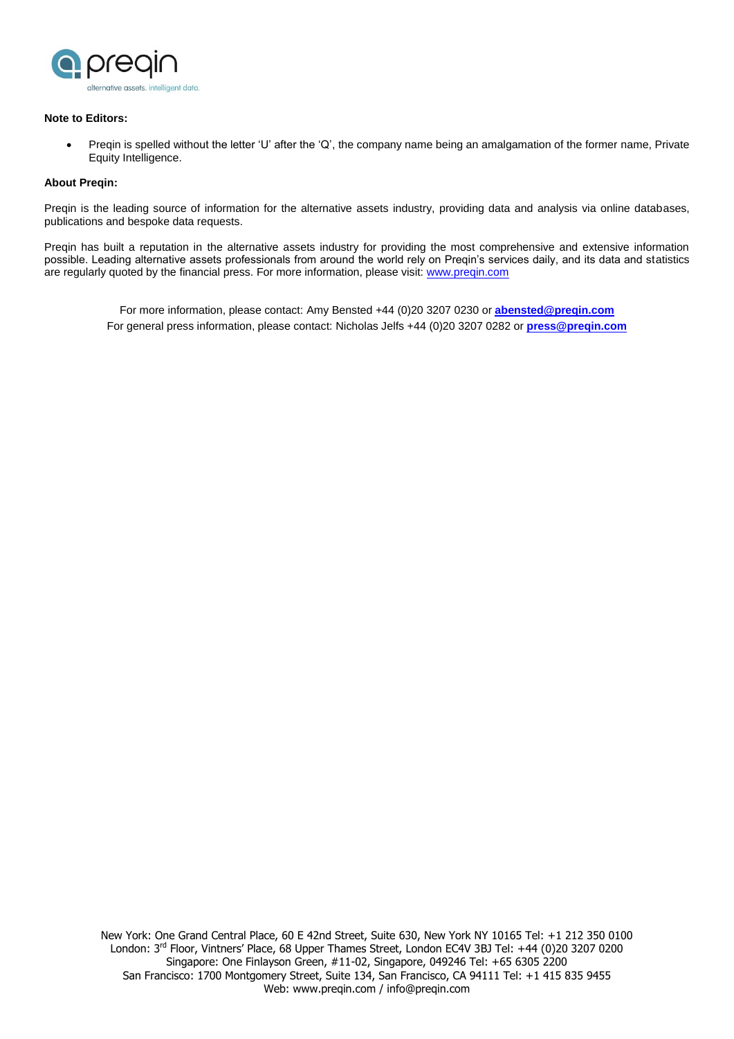**Note to Editors:**

- Preqin is spelled without the letter 'U' after the 'Q', the company name being an amalgamation of the former name, Private Equity Intelligence.

**About Preqin:**

Preqin is the leading source of information for the alternative assets industry, providing data and analysis via online databases, publications and bespoke data requests.

Preqin has built a reputation in the alternative assets industry for providing the most comprehensive and extensive information possible. Leading alternative assets professionals from around the world rely on Preqin's services daily, and its data and statistics are regularly quoted by the financial press. For more information, please visit: www.preqin.com

For more information, please contact: Amy Bensted +44 (0)20 3207 0230 or **abensted@preqin.com**
For general press information, please contact: Nicholas Jelfs +44 (0)20 3207 0282 or **press@preqin.com**

New York: One Grand Central Place, 60 E 42nd Street, Suite 630, New York NY 10165 Tel: +1 212 350 0100
London: 3rd Floor, Vintners' Place, 68 Upper Thames Street, London EC4V 3BJ Tel: +44 (0)20 3207 0200
Singapore: One Finlayson Green, #11-02, Singapore, 049246 Tel: +65 6305 2200
San Francisco: 1700 Montgomery Street, Suite 134, San Francisco, CA 94111 Tel: +1 415 835 9455
Web: www.preqin.com / info@preqin.com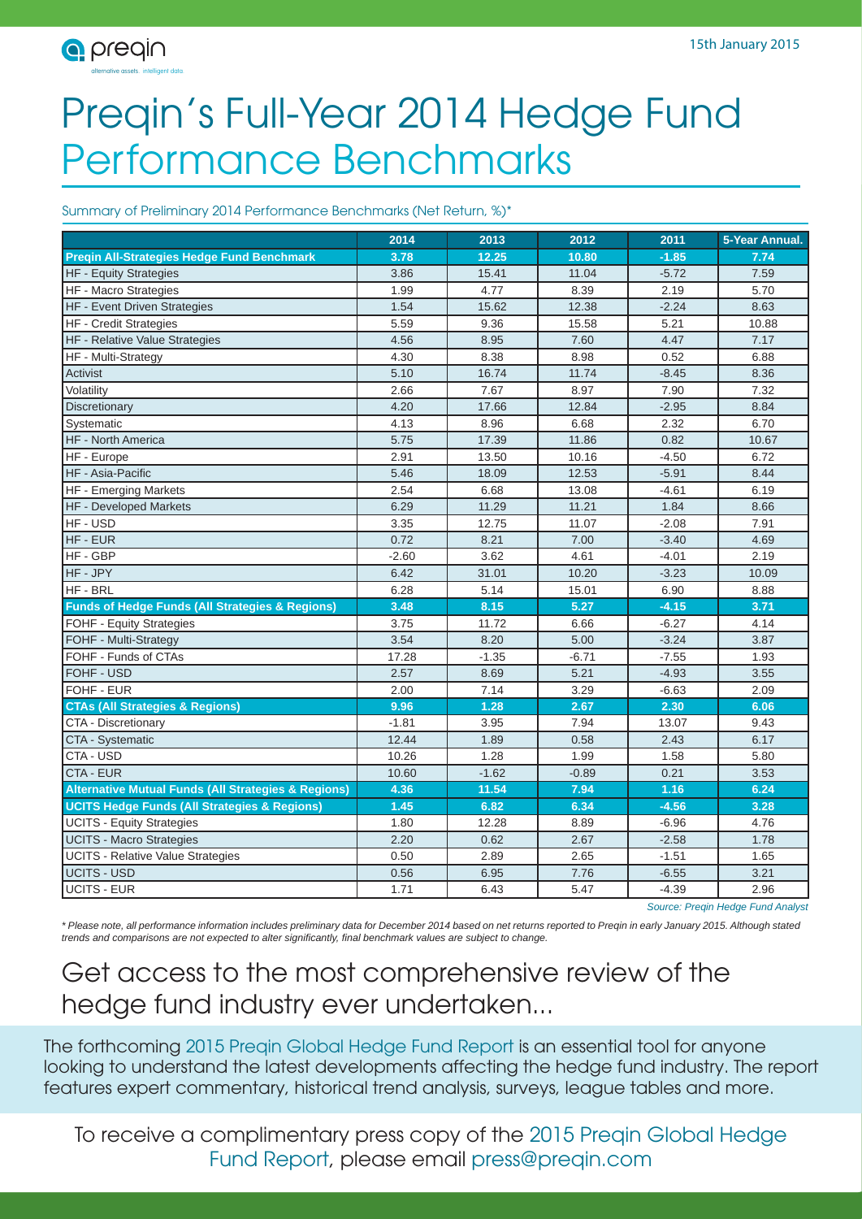# Preqin's Full-Year 2014 Hedge Fund Performance Benchmarks

15th January 2015

Summary of Preliminary 2014 Performance Benchmarks (Net Return, %)*

| | 2014 | 2013 | 2012 | 2011 | 5-Year Annual. |
|---|---|---|---|---|---|
| **Preqin All-Strategies Hedge Fund Benchmark** | **3.78** | **12.25** | **10.80** | **-1.85** | **7.74** |
| HF - Equity Strategies | 3.86 | 15.41 | 11.04 | -5.72 | 7.59 |
| HF - Macro Strategies | 1.99 | 4.77 | 8.39 | 2.19 | 5.70 |
| HF - Event Driven Strategies | 1.54 | 15.62 | 12.38 | -2.24 | 8.63 |
| HF - Credit Strategies | 5.59 | 9.36 | 15.58 | 5.21 | 10.88 |
| HF - Relative Value Strategies | 4.56 | 8.95 | 7.60 | 4.47 | 7.17 |
| HF - Multi-Strategy | 4.30 | 8.38 | 8.98 | 0.52 | 6.88 |
| Activist | 5.10 | 16.74 | 11.74 | -8.45 | 8.36 |
| Volatility | 2.66 | 7.67 | 8.97 | 7.90 | 7.32 |
| Discretionary | 4.20 | 17.66 | 12.84 | -2.95 | 8.84 |
| Systematic | 4.13 | 8.96 | 6.68 | 2.32 | 6.70 |
| HF - North America | 5.75 | 17.39 | 11.86 | 0.82 | 10.67 |
| HF - Europe | 2.91 | 13.50 | 10.16 | -4.50 | 6.72 |
| HF - Asia-Pacific | 5.46 | 18.09 | 12.53 | -5.91 | 8.44 |
| HF - Emerging Markets | 2.54 | 6.68 | 13.08 | -4.61 | 6.19 |
| HF - Developed Markets | 6.29 | 11.29 | 11.21 | 1.84 | 8.66 |
| HF - USD | 3.35 | 12.75 | 11.07 | -2.08 | 7.91 |
| HF - EUR | 0.72 | 8.21 | 7.00 | -3.40 | 4.69 |
| HF - GBP | -2.60 | 3.62 | 4.61 | -4.01 | 2.19 |
| HF - JPY | 6.42 | 31.01 | 10.20 | -3.23 | 10.09 |
| HF - BRL | 6.28 | 5.14 | 15.01 | 6.90 | 8.88 |
| **Funds of Hedge Funds (All Strategies & Regions)** | **3.48** | **8.15** | **5.27** | **-4.15** | **3.71** |
| FOHF - Equity Strategies | 3.75 | 11.72 | 6.66 | -6.27 | 4.14 |
| FOHF - Multi-Strategy | 3.54 | 8.20 | 5.00 | -3.24 | 3.87 |
| FOHF - Funds of CTAs | 17.28 | -1.35 | -6.71 | -7.55 | 1.93 |
| FOHF - USD | 2.57 | 8.69 | 5.21 | -4.93 | 3.55 |
| FOHF - EUR | 2.00 | 7.14 | 3.29 | -6.63 | 2.09 |
| **CTAs (All Strategies & Regions)** | **9.96** | **1.28** | **2.67** | **2.30** | **6.06** |
| CTA - Discretionary | -1.81 | 3.95 | 7.94 | 13.07 | 9.43 |
| CTA - Systematic | 12.44 | 1.89 | 0.58 | 2.43 | 6.17 |
| CTA - USD | 10.26 | 1.28 | 1.99 | 1.58 | 5.80 |
| CTA - EUR | 10.60 | -1.62 | -0.89 | 0.21 | 3.53 |
| **Alternative Mutual Funds (All Strategies & Regions)** | **4.36** | **11.54** | **7.94** | **1.16** | **6.24** |
| **UCITS Hedge Funds (All Strategies & Regions)** | **1.45** | **6.82** | **6.34** | **-4.56** | **3.28** |
| UCITS - Equity Strategies | 1.80 | 12.28 | 8.89 | -6.96 | 4.76 |
| UCITS - Macro Strategies | 2.20 | 0.62 | 2.67 | -2.58 | 1.78 |
| UCITS - Relative Value Strategies | 0.50 | 2.89 | 2.65 | -1.51 | 1.65 |
| UCITS - USD | 0.56 | 6.95 | 7.76 | -6.55 | 3.21 |
| UCITS - EUR | 1.71 | 6.43 | 5.47 | -4.39 | 2.96 |

*Source: Preqin Hedge Fund Analyst*

*\* Please note, all performance information includes preliminary data for December 2014 based on net returns reported to Preqin in early January 2015. Although stated trends and comparisons are not expected to alter significantly, final benchmark values are subject to change.*

## Get access to the most comprehensive review of the hedge fund industry ever undertaken...

The forthcoming 2015 Preqin Global Hedge Fund Report is an essential tool for anyone looking to understand the latest developments affecting the hedge fund industry. The report features expert commentary, historical trend analysis, surveys, league tables and more.

To receive a complimentary press copy of the 2015 Preqin Global Hedge Fund Report, please email press@preqin.com